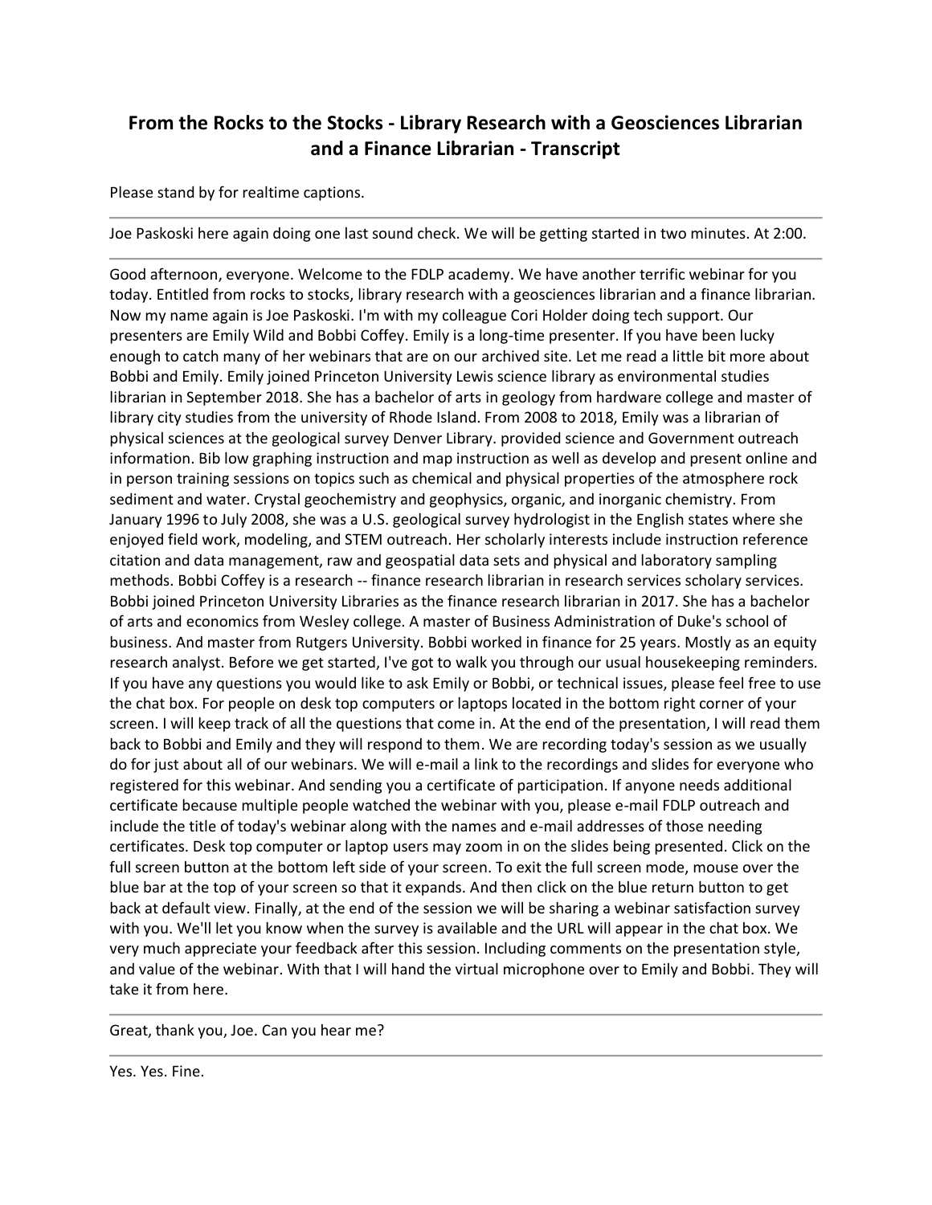# From the Rocks to the Stocks - Library Research with a Geosciences Librarian and a Finance Librarian - Transcript

Please stand by for realtime captions.

---

Joe Paskoski here again doing one last sound check. We will be getting started in two minutes. At 2:00.

---

Good afternoon, everyone. Welcome to the FDLP academy. We have another terrific webinar for you today. Entitled from rocks to stocks, library research with a geosciences librarian and a finance librarian. Now my name again is Joe Paskoski. I'm with my colleague Cori Holder doing tech support. Our presenters are Emily Wild and Bobbi Coffey. Emily is a long-time presenter. If you have been lucky enough to catch many of her webinars that are on our archived site. Let me read a little bit more about Bobbi and Emily. Emily joined Princeton University Lewis science library as environmental studies librarian in September 2018. She has a bachelor of arts in geology from hardware college and master of library city studies from the university of Rhode Island. From 2008 to 2018, Emily was a librarian of physical sciences at the geological survey Denver Library. provided science and Government outreach information. Bib low graphing instruction and map instruction as well as develop and present online and in person training sessions on topics such as chemical and physical properties of the atmosphere rock sediment and water. Crystal geochemistry and geophysics, organic, and inorganic chemistry. From January 1996 to July 2008, she was a U.S. geological survey hydrologist in the English states where she enjoyed field work, modeling, and STEM outreach. Her scholarly interests include instruction reference citation and data management, raw and geospatial data sets and physical and laboratory sampling methods. Bobbi Coffey is a research -- finance research librarian in research services scholary services. Bobbi joined Princeton University Libraries as the finance research librarian in 2017. She has a bachelor of arts and economics from Wesley college. A master of Business Administration of Duke's school of business. And master from Rutgers University. Bobbi worked in finance for 25 years. Mostly as an equity research analyst. Before we get started, I've got to walk you through our usual housekeeping reminders. If you have any questions you would like to ask Emily or Bobbi, or technical issues, please feel free to use the chat box. For people on desk top computers or laptops located in the bottom right corner of your screen. I will keep track of all the questions that come in. At the end of the presentation, I will read them back to Bobbi and Emily and they will respond to them. We are recording today's session as we usually do for just about all of our webinars. We will e-mail a link to the recordings and slides for everyone who registered for this webinar. And sending you a certificate of participation. If anyone needs additional certificate because multiple people watched the webinar with you, please e-mail FDLP outreach and include the title of today's webinar along with the names and e-mail addresses of those needing certificates. Desk top computer or laptop users may zoom in on the slides being presented. Click on the full screen button at the bottom left side of your screen. To exit the full screen mode, mouse over the blue bar at the top of your screen so that it expands. And then click on the blue return button to get back at default view. Finally, at the end of the session we will be sharing a webinar satisfaction survey with you. We'll let you know when the survey is available and the URL will appear in the chat box. We very much appreciate your feedback after this session. Including comments on the presentation style, and value of the webinar. With that I will hand the virtual microphone over to Emily and Bobbi. They will take it from here.

---

Great, thank you, Joe. Can you hear me?

---

Yes. Yes. Fine.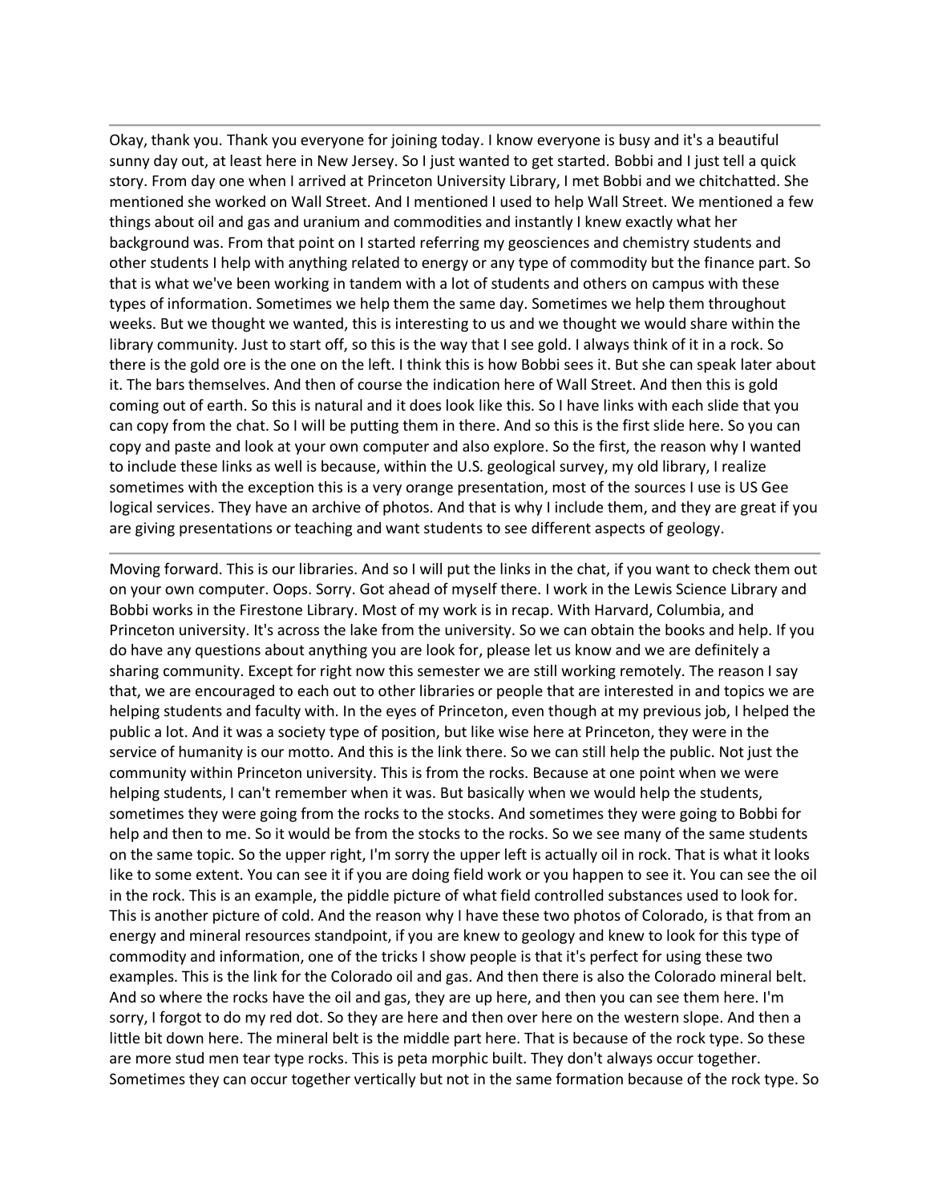---

Okay, thank you. Thank you everyone for joining today. I know everyone is busy and it's a beautiful sunny day out, at least here in New Jersey. So I just wanted to get started. Bobbi and I just tell a quick story. From day one when I arrived at Princeton University Library, I met Bobbi and we chitchatted. She mentioned she worked on Wall Street. And I mentioned I used to help Wall Street. We mentioned a few things about oil and gas and uranium and commodities and instantly I knew exactly what her background was. From that point on I started referring my geosciences and chemistry students and other students I help with anything related to energy or any type of commodity but the finance part. So that is what we've been working in tandem with a lot of students and others on campus with these types of information. Sometimes we help them the same day. Sometimes we help them throughout weeks. But we thought we wanted, this is interesting to us and we thought we would share within the library community. Just to start off, so this is the way that I see gold. I always think of it in a rock. So there is the gold ore is the one on the left. I think this is how Bobbi sees it. But she can speak later about it. The bars themselves. And then of course the indication here of Wall Street. And then this is gold coming out of earth. So this is natural and it does look like this. So I have links with each slide that you can copy from the chat. So I will be putting them in there. And so this is the first slide here. So you can copy and paste and look at your own computer and also explore. So the first, the reason why I wanted to include these links as well is because, within the U.S. geological survey, my old library, I realize sometimes with the exception this is a very orange presentation, most of the sources I use is US Gee logical services. They have an archive of photos. And that is why I include them, and they are great if you are giving presentations or teaching and want students to see different aspects of geology.

---

Moving forward. This is our libraries. And so I will put the links in the chat, if you want to check them out on your own computer. Oops. Sorry. Got ahead of myself there. I work in the Lewis Science Library and Bobbi works in the Firestone Library. Most of my work is in recap. With Harvard, Columbia, and Princeton university. It's across the lake from the university. So we can obtain the books and help. If you do have any questions about anything you are look for, please let us know and we are definitely a sharing community. Except for right now this semester we are still working remotely. The reason I say that, we are encouraged to each out to other libraries or people that are interested in and topics we are helping students and faculty with. In the eyes of Princeton, even though at my previous job, I helped the public a lot. And it was a society type of position, but like wise here at Princeton, they were in the service of humanity is our motto. And this is the link there. So we can still help the public. Not just the community within Princeton university. This is from the rocks. Because at one point when we were helping students, I can't remember when it was. But basically when we would help the students, sometimes they were going from the rocks to the stocks. And sometimes they were going to Bobbi for help and then to me. So it would be from the stocks to the rocks. So we see many of the same students on the same topic. So the upper right, I'm sorry the upper left is actually oil in rock. That is what it looks like to some extent. You can see it if you are doing field work or you happen to see it. You can see the oil in the rock. This is an example, the piddle picture of what field controlled substances used to look for. This is another picture of cold. And the reason why I have these two photos of Colorado, is that from an energy and mineral resources standpoint, if you are knew to geology and knew to look for this type of commodity and information, one of the tricks I show people is that it's perfect for using these two examples. This is the link for the Colorado oil and gas. And then there is also the Colorado mineral belt. And so where the rocks have the oil and gas, they are up here, and then you can see them here. I'm sorry, I forgot to do my red dot. So they are here and then over here on the western slope. And then a little bit down here. The mineral belt is the middle part here. That is because of the rock type. So these are more stud men tear type rocks. This is peta morphic built. They don't always occur together. Sometimes they can occur together vertically but not in the same formation because of the rock type. So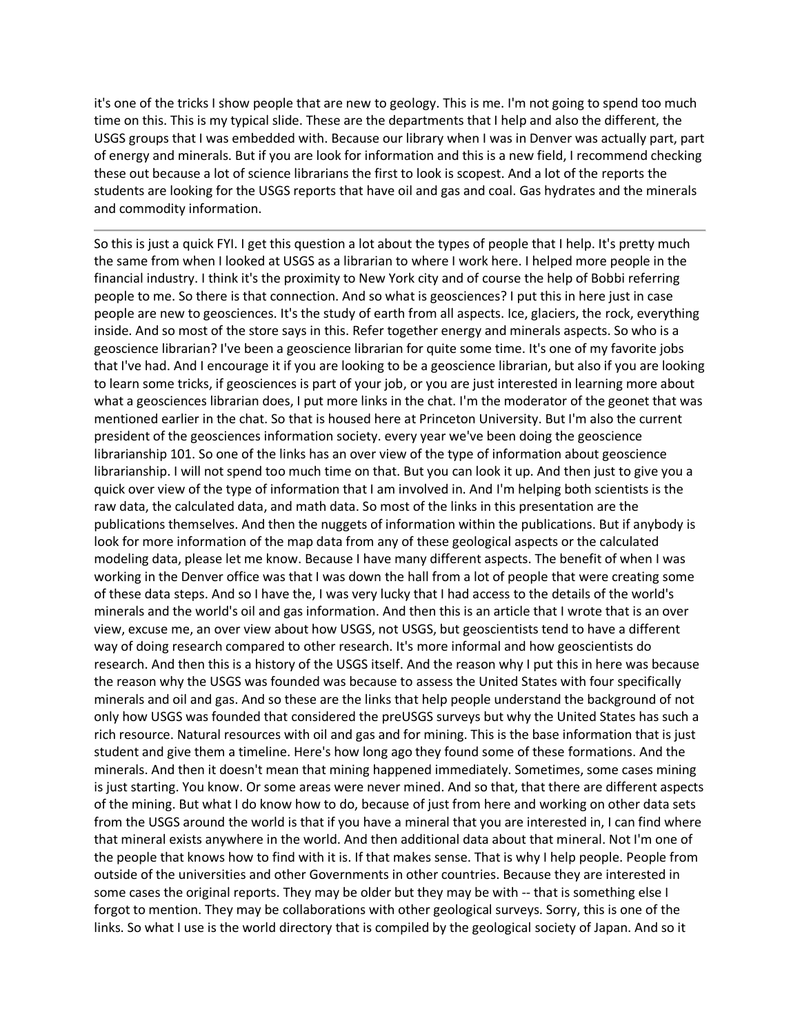it's one of the tricks I show people that are new to geology. This is me. I'm not going to spend too much time on this. This is my typical slide. These are the departments that I help and also the different, the USGS groups that I was embedded with. Because our library when I was in Denver was actually part, part of energy and minerals. But if you are look for information and this is a new field, I recommend checking these out because a lot of science librarians the first to look is scopest. And a lot of the reports the students are looking for the USGS reports that have oil and gas and coal. Gas hydrates and the minerals and commodity information.

---

So this is just a quick FYI. I get this question a lot about the types of people that I help. It's pretty much the same from when I looked at USGS as a librarian to where I work here. I helped more people in the financial industry. I think it's the proximity to New York city and of course the help of Bobbi referring people to me. So there is that connection. And so what is geosciences? I put this in here just in case people are new to geosciences. It's the study of earth from all aspects. Ice, glaciers, the rock, everything inside. And so most of the store says in this. Refer together energy and minerals aspects. So who is a geoscience librarian? I've been a geoscience librarian for quite some time. It's one of my favorite jobs that I've had. And I encourage it if you are looking to be a geoscience librarian, but also if you are looking to learn some tricks, if geosciences is part of your job, or you are just interested in learning more about what a geosciences librarian does, I put more links in the chat. I'm the moderator of the geonet that was mentioned earlier in the chat. So that is housed here at Princeton University. But I'm also the current president of the geosciences information society. every year we've been doing the geoscience librarianship 101. So one of the links has an over view of the type of information about geoscience librarianship. I will not spend too much time on that. But you can look it up. And then just to give you a quick over view of the type of information that I am involved in. And I'm helping both scientists is the raw data, the calculated data, and math data. So most of the links in this presentation are the publications themselves. And then the nuggets of information within the publications. But if anybody is look for more information of the map data from any of these geological aspects or the calculated modeling data, please let me know. Because I have many different aspects. The benefit of when I was working in the Denver office was that I was down the hall from a lot of people that were creating some of these data steps. And so I have the, I was very lucky that I had access to the details of the world's minerals and the world's oil and gas information. And then this is an article that I wrote that is an over view, excuse me, an over view about how USGS, not USGS, but geoscientists tend to have a different way of doing research compared to other research. It's more informal and how geoscientists do research. And then this is a history of the USGS itself. And the reason why I put this in here was because the reason why the USGS was founded was because to assess the United States with four specifically minerals and oil and gas. And so these are the links that help people understand the background of not only how USGS was founded that considered the preUSGS surveys but why the United States has such a rich resource. Natural resources with oil and gas and for mining. This is the base information that is just student and give them a timeline. Here's how long ago they found some of these formations. And the minerals. And then it doesn't mean that mining happened immediately. Sometimes, some cases mining is just starting. You know. Or some areas were never mined. And so that, that there are different aspects of the mining. But what I do know how to do, because of just from here and working on other data sets from the USGS around the world is that if you have a mineral that you are interested in, I can find where that mineral exists anywhere in the world. And then additional data about that mineral. Not I'm one of the people that knows how to find with it is. If that makes sense. That is why I help people. People from outside of the universities and other Governments in other countries. Because they are interested in some cases the original reports. They may be older but they may be with -- that is something else I forgot to mention. They may be collaborations with other geological surveys. Sorry, this is one of the links. So what I use is the world directory that is compiled by the geological society of Japan. And so it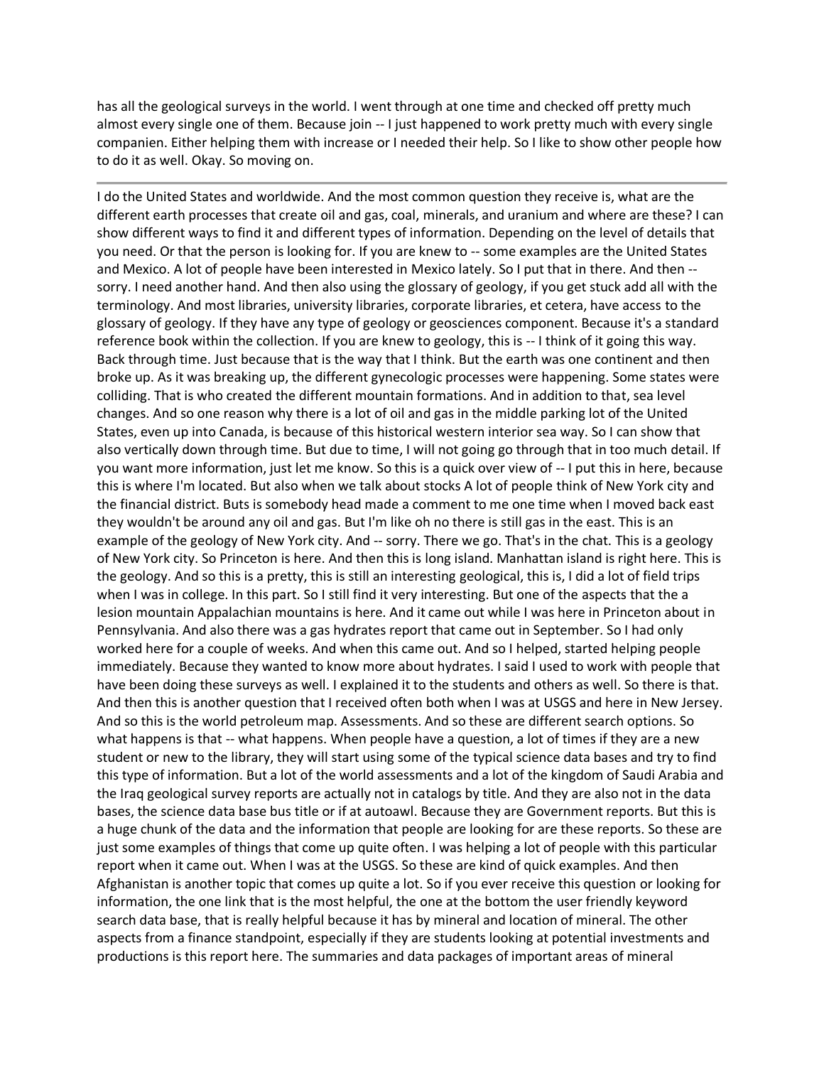has all the geological surveys in the world. I went through at one time and checked off pretty much almost every single one of them. Because join -- I just happened to work pretty much with every single companien. Either helping them with increase or I needed their help. So I like to show other people how to do it as well. Okay. So moving on.

---

I do the United States and worldwide. And the most common question they receive is, what are the different earth processes that create oil and gas, coal, minerals, and uranium and where are these? I can show different ways to find it and different types of information. Depending on the level of details that you need. Or that the person is looking for. If you are knew to -- some examples are the United States and Mexico. A lot of people have been interested in Mexico lately. So I put that in there. And then -- sorry. I need another hand. And then also using the glossary of geology, if you get stuck add all with the terminology. And most libraries, university libraries, corporate libraries, et cetera, have access to the glossary of geology. If they have any type of geology or geosciences component. Because it's a standard reference book within the collection. If you are knew to geology, this is -- I think of it going this way. Back through time. Just because that is the way that I think. But the earth was one continent and then broke up. As it was breaking up, the different gynecologic processes were happening. Some states were colliding. That is who created the different mountain formations. And in addition to that, sea level changes. And so one reason why there is a lot of oil and gas in the middle parking lot of the United States, even up into Canada, is because of this historical western interior sea way. So I can show that also vertically down through time. But due to time, I will not going go through that in too much detail. If you want more information, just let me know. So this is a quick over view of -- I put this in here, because this is where I'm located. But also when we talk about stocks A lot of people think of New York city and the financial district. Buts is somebody head made a comment to me one time when I moved back east they wouldn't be around any oil and gas. But I'm like oh no there is still gas in the east. This is an example of the geology of New York city. And -- sorry. There we go. That's in the chat. This is a geology of New York city. So Princeton is here. And then this is long island. Manhattan island is right here. This is the geology. And so this is a pretty, this is still an interesting geological, this is, I did a lot of field trips when I was in college. In this part. So I still find it very interesting. But one of the aspects that the a lesion mountain Appalachian mountains is here. And it came out while I was here in Princeton about in Pennsylvania. And also there was a gas hydrates report that came out in September. So I had only worked here for a couple of weeks. And when this came out. And so I helped, started helping people immediately. Because they wanted to know more about hydrates. I said I used to work with people that have been doing these surveys as well. I explained it to the students and others as well. So there is that. And then this is another question that I received often both when I was at USGS and here in New Jersey. And so this is the world petroleum map. Assessments. And so these are different search options. So what happens is that -- what happens. When people have a question, a lot of times if they are a new student or new to the library, they will start using some of the typical science data bases and try to find this type of information. But a lot of the world assessments and a lot of the kingdom of Saudi Arabia and the Iraq geological survey reports are actually not in catalogs by title. And they are also not in the data bases, the science data base bus title or if at autoawl. Because they are Government reports. But this is a huge chunk of the data and the information that people are looking for are these reports. So these are just some examples of things that come up quite often. I was helping a lot of people with this particular report when it came out. When I was at the USGS. So these are kind of quick examples. And then Afghanistan is another topic that comes up quite a lot. So if you ever receive this question or looking for information, the one link that is the most helpful, the one at the bottom the user friendly keyword search data base, that is really helpful because it has by mineral and location of mineral. The other aspects from a finance standpoint, especially if they are students looking at potential investments and productions is this report here. The summaries and data packages of important areas of mineral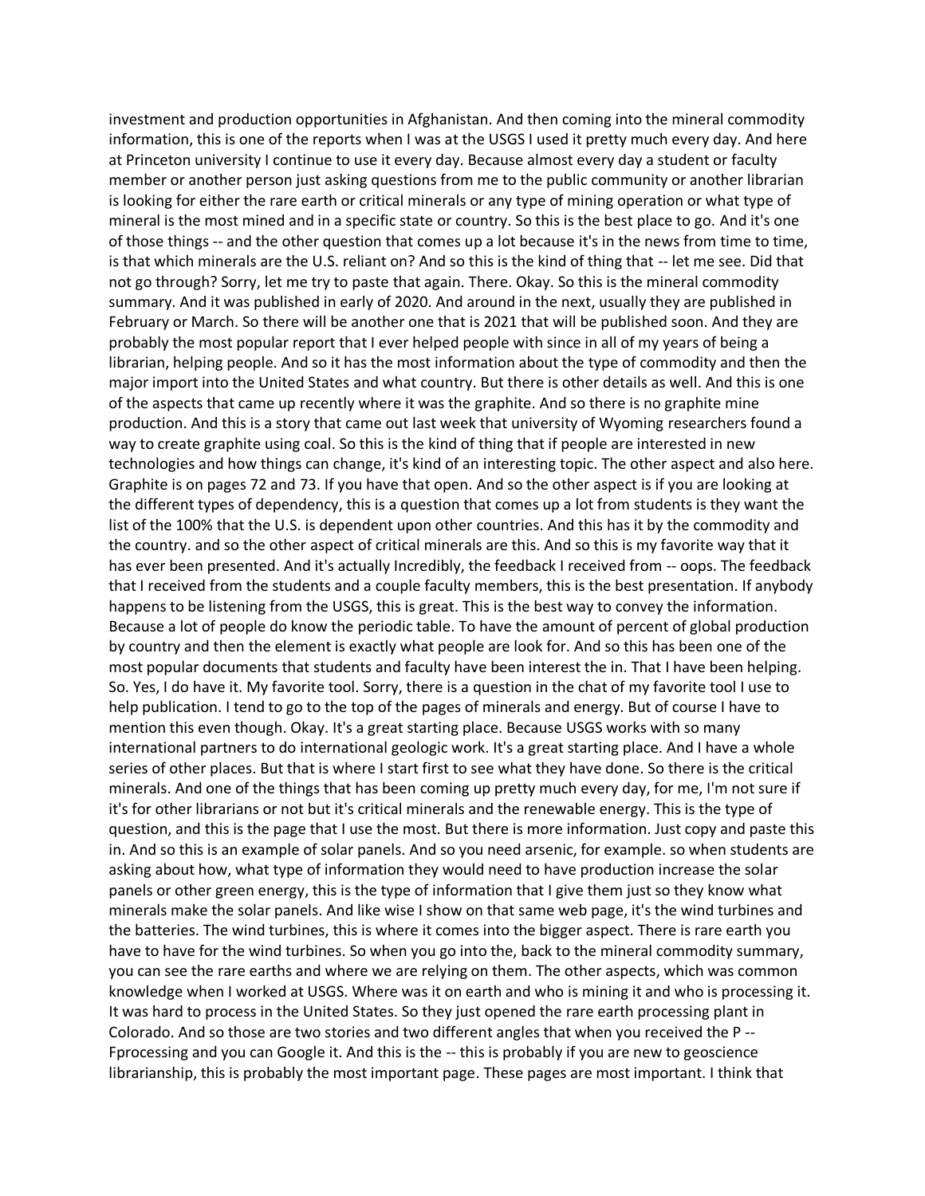investment and production opportunities in Afghanistan. And then coming into the mineral commodity information, this is one of the reports when I was at the USGS I used it pretty much every day. And here at Princeton university I continue to use it every day. Because almost every day a student or faculty member or another person just asking questions from me to the public community or another librarian is looking for either the rare earth or critical minerals or any type of mining operation or what type of mineral is the most mined and in a specific state or country. So this is the best place to go. And it's one of those things -- and the other question that comes up a lot because it's in the news from time to time, is that which minerals are the U.S. reliant on? And so this is the kind of thing that -- let me see. Did that not go through? Sorry, let me try to paste that again. There. Okay. So this is the mineral commodity summary. And it was published in early of 2020. And around in the next, usually they are published in February or March. So there will be another one that is 2021 that will be published soon. And they are probably the most popular report that I ever helped people with since in all of my years of being a librarian, helping people. And so it has the most information about the type of commodity and then the major import into the United States and what country. But there is other details as well. And this is one of the aspects that came up recently where it was the graphite. And so there is no graphite mine production. And this is a story that came out last week that university of Wyoming researchers found a way to create graphite using coal. So this is the kind of thing that if people are interested in new technologies and how things can change, it's kind of an interesting topic. The other aspect and also here. Graphite is on pages 72 and 73. If you have that open. And so the other aspect is if you are looking at the different types of dependency, this is a question that comes up a lot from students is they want the list of the 100% that the U.S. is dependent upon other countries. And this has it by the commodity and the country. and so the other aspect of critical minerals are this. And so this is my favorite way that it has ever been presented. And it's actually Incredibly, the feedback I received from -- oops. The feedback that I received from the students and a couple faculty members, this is the best presentation. If anybody happens to be listening from the USGS, this is great. This is the best way to convey the information. Because a lot of people do know the periodic table. To have the amount of percent of global production by country and then the element is exactly what people are look for. And so this has been one of the most popular documents that students and faculty have been interest the in. That I have been helping. So. Yes, I do have it. My favorite tool. Sorry, there is a question in the chat of my favorite tool I use to help publication. I tend to go to the top of the pages of minerals and energy. But of course I have to mention this even though. Okay. It's a great starting place. Because USGS works with so many international partners to do international geologic work. It's a great starting place. And I have a whole series of other places. But that is where I start first to see what they have done. So there is the critical minerals. And one of the things that has been coming up pretty much every day, for me, I'm not sure if it's for other librarians or not but it's critical minerals and the renewable energy. This is the type of question, and this is the page that I use the most. But there is more information. Just copy and paste this in. And so this is an example of solar panels. And so you need arsenic, for example. so when students are asking about how, what type of information they would need to have production increase the solar panels or other green energy, this is the type of information that I give them just so they know what minerals make the solar panels. And like wise I show on that same web page, it's the wind turbines and the batteries. The wind turbines, this is where it comes into the bigger aspect. There is rare earth you have to have for the wind turbines. So when you go into the, back to the mineral commodity summary, you can see the rare earths and where we are relying on them. The other aspects, which was common knowledge when I worked at USGS. Where was it on earth and who is mining it and who is processing it. It was hard to process in the United States. So they just opened the rare earth processing plant in Colorado. And so those are two stories and two different angles that when you received the P -- Fprocessing and you can Google it. And this is the -- this is probably if you are new to geoscience librarianship, this is probably the most important page. These pages are most important. I think that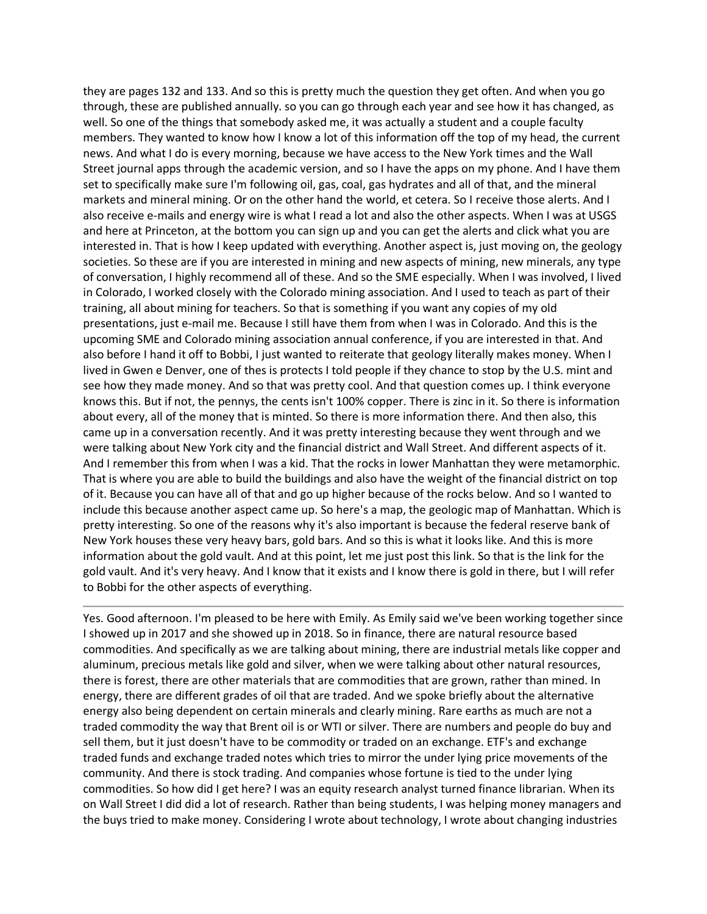they are pages 132 and 133. And so this is pretty much the question they get often. And when you go through, these are published annually. so you can go through each year and see how it has changed, as well. So one of the things that somebody asked me, it was actually a student and a couple faculty members. They wanted to know how I know a lot of this information off the top of my head, the current news. And what I do is every morning, because we have access to the New York times and the Wall Street journal apps through the academic version, and so I have the apps on my phone. And I have them set to specifically make sure I'm following oil, gas, coal, gas hydrates and all of that, and the mineral markets and mineral mining. Or on the other hand the world, et cetera. So I receive those alerts. And I also receive e-mails and energy wire is what I read a lot and also the other aspects. When I was at USGS and here at Princeton, at the bottom you can sign up and you can get the alerts and click what you are interested in. That is how I keep updated with everything. Another aspect is, just moving on, the geology societies. So these are if you are interested in mining and new aspects of mining, new minerals, any type of conversation, I highly recommend all of these. And so the SME especially. When I was involved, I lived in Colorado, I worked closely with the Colorado mining association. And I used to teach as part of their training, all about mining for teachers. So that is something if you want any copies of my old presentations, just e-mail me. Because I still have them from when I was in Colorado. And this is the upcoming SME and Colorado mining association annual conference, if you are interested in that. And also before I hand it off to Bobbi, I just wanted to reiterate that geology literally makes money. When I lived in Gwen e Denver, one of thes is protects I told people if they chance to stop by the U.S. mint and see how they made money. And so that was pretty cool. And that question comes up. I think everyone knows this. But if not, the pennys, the cents isn't 100% copper. There is zinc in it. So there is information about every, all of the money that is minted. So there is more information there. And then also, this came up in a conversation recently. And it was pretty interesting because they went through and we were talking about New York city and the financial district and Wall Street. And different aspects of it. And I remember this from when I was a kid. That the rocks in lower Manhattan they were metamorphic. That is where you are able to build the buildings and also have the weight of the financial district on top of it. Because you can have all of that and go up higher because of the rocks below. And so I wanted to include this because another aspect came up. So here's a map, the geologic map of Manhattan. Which is pretty interesting. So one of the reasons why it's also important is because the federal reserve bank of New York houses these very heavy bars, gold bars. And so this is what it looks like. And this is more information about the gold vault. And at this point, let me just post this link. So that is the link for the gold vault. And it's very heavy. And I know that it exists and I know there is gold in there, but I will refer to Bobbi for the other aspects of everything.

---

Yes. Good afternoon. I'm pleased to be here with Emily. As Emily said we've been working together since I showed up in 2017 and she showed up in 2018. So in finance, there are natural resource based commodities. And specifically as we are talking about mining, there are industrial metals like copper and aluminum, precious metals like gold and silver, when we were talking about other natural resources, there is forest, there are other materials that are commodities that are grown, rather than mined. In energy, there are different grades of oil that are traded. And we spoke briefly about the alternative energy also being dependent on certain minerals and clearly mining. Rare earths as much are not a traded commodity the way that Brent oil is or WTI or silver. There are numbers and people do buy and sell them, but it just doesn't have to be commodity or traded on an exchange. ETF's and exchange traded funds and exchange traded notes which tries to mirror the under lying price movements of the community. And there is stock trading. And companies whose fortune is tied to the under lying commodities. So how did I get here? I was an equity research analyst turned finance librarian. When its on Wall Street I did did a lot of research. Rather than being students, I was helping money managers and the buys tried to make money. Considering I wrote about technology, I wrote about changing industries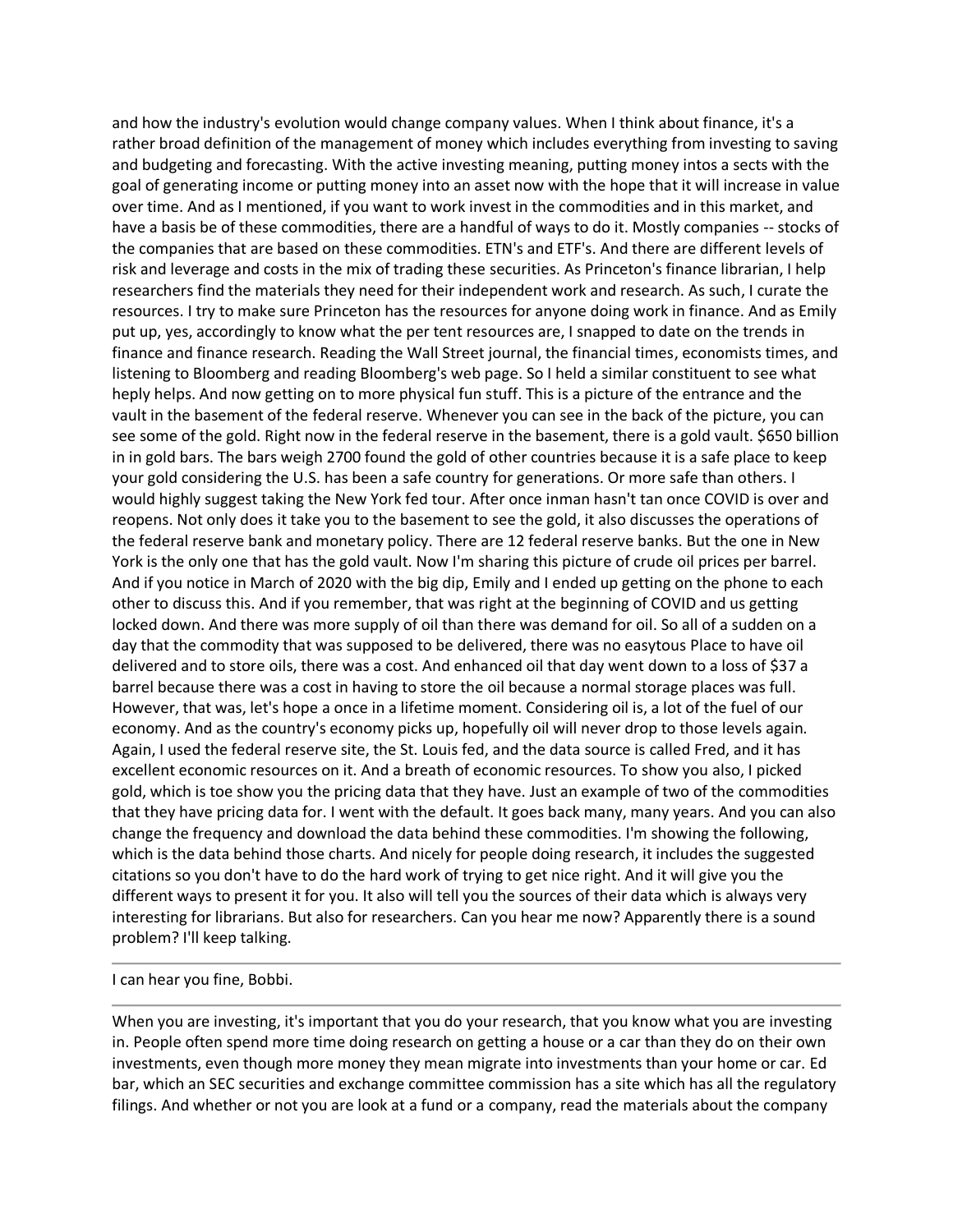and how the industry's evolution would change company values. When I think about finance, it's a rather broad definition of the management of money which includes everything from investing to saving and budgeting and forecasting. With the active investing meaning, putting money intos a sects with the goal of generating income or putting money into an asset now with the hope that it will increase in value over time. And as I mentioned, if you want to work invest in the commodities and in this market, and have a basis be of these commodities, there are a handful of ways to do it. Mostly companies -- stocks of the companies that are based on these commodities. ETN's and ETF's. And there are different levels of risk and leverage and costs in the mix of trading these securities. As Princeton's finance librarian, I help researchers find the materials they need for their independent work and research. As such, I curate the resources. I try to make sure Princeton has the resources for anyone doing work in finance. And as Emily put up, yes, accordingly to know what the per tent resources are, I snapped to date on the trends in finance and finance research. Reading the Wall Street journal, the financial times, economists times, and listening to Bloomberg and reading Bloomberg's web page. So I held a similar constituent to see what heply helps. And now getting on to more physical fun stuff. This is a picture of the entrance and the vault in the basement of the federal reserve. Whenever you can see in the back of the picture, you can see some of the gold. Right now in the federal reserve in the basement, there is a gold vault. $650 billion in in gold bars. The bars weigh 2700 found the gold of other countries because it is a safe place to keep your gold considering the U.S. has been a safe country for generations. Or more safe than others. I would highly suggest taking the New York fed tour. After once inman hasn't tan once COVID is over and reopens. Not only does it take you to the basement to see the gold, it also discusses the operations of the federal reserve bank and monetary policy. There are 12 federal reserve banks. But the one in New York is the only one that has the gold vault. Now I'm sharing this picture of crude oil prices per barrel. And if you notice in March of 2020 with the big dip, Emily and I ended up getting on the phone to each other to discuss this. And if you remember, that was right at the beginning of COVID and us getting locked down. And there was more supply of oil than there was demand for oil. So all of a sudden on a day that the commodity that was supposed to be delivered, there was no easytous Place to have oil delivered and to store oils, there was a cost. And enhanced oil that day went down to a loss of $37 a barrel because there was a cost in having to store the oil because a normal storage places was full. However, that was, let's hope a once in a lifetime moment. Considering oil is, a lot of the fuel of our economy. And as the country's economy picks up, hopefully oil will never drop to those levels again. Again, I used the federal reserve site, the St. Louis fed, and the data source is called Fred, and it has excellent economic resources on it. And a breath of economic resources. To show you also, I picked gold, which is toe show you the pricing data that they have. Just an example of two of the commodities that they have pricing data for. I went with the default. It goes back many, many years. And you can also change the frequency and download the data behind these commodities. I'm showing the following, which is the data behind those charts. And nicely for people doing research, it includes the suggested citations so you don't have to do the hard work of trying to get nice right. And it will give you the different ways to present it for you. It also will tell you the sources of their data which is always very interesting for librarians. But also for researchers. Can you hear me now? Apparently there is a sound problem? I'll keep talking.

---

I can hear you fine, Bobbi.

---

When you are investing, it's important that you do your research, that you know what you are investing in. People often spend more time doing research on getting a house or a car than they do on their own investments, even though more money they mean migrate into investments than your home or car. Ed bar, which an SEC securities and exchange committee commission has a site which has all the regulatory filings. And whether or not you are look at a fund or a company, read the materials about the company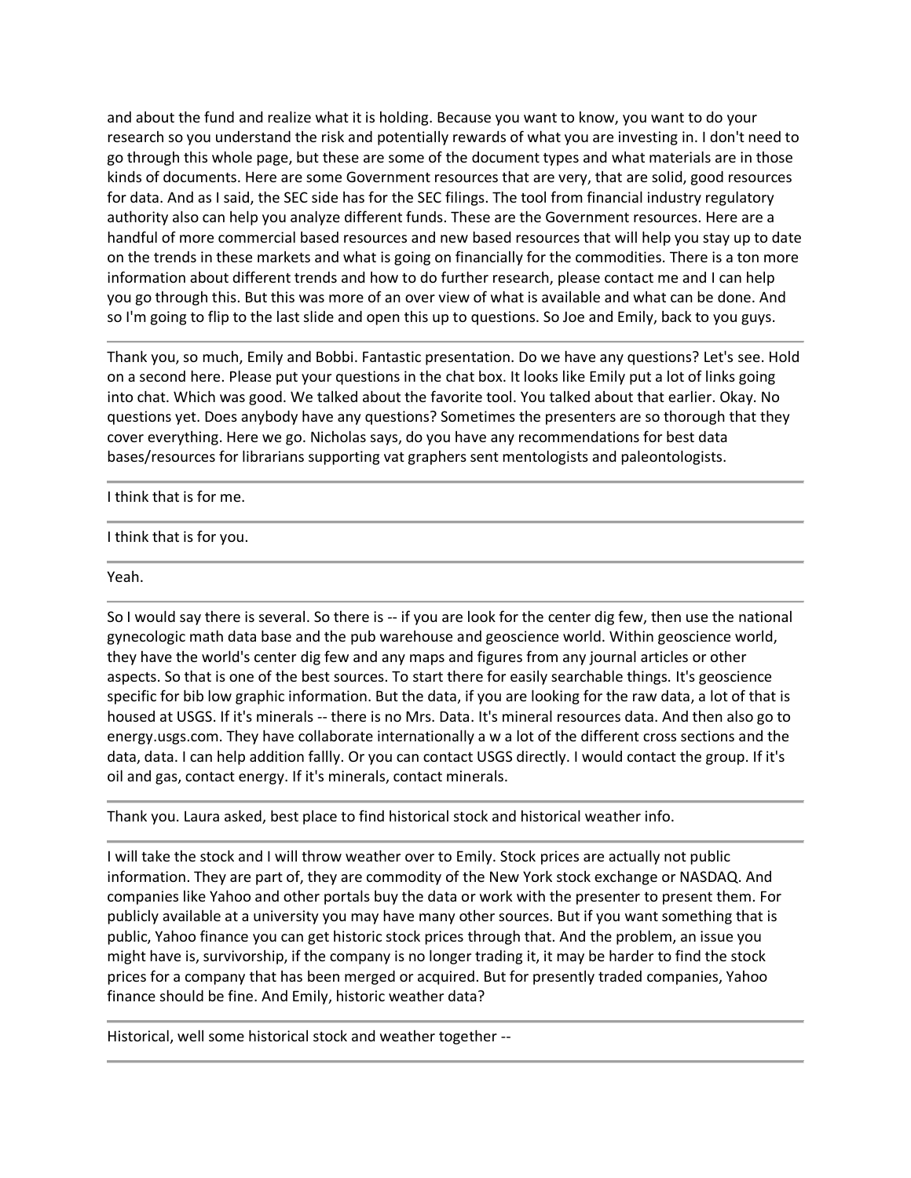and about the fund and realize what it is holding. Because you want to know, you want to do your research so you understand the risk and potentially rewards of what you are investing in. I don't need to go through this whole page, but these are some of the document types and what materials are in those kinds of documents. Here are some Government resources that are very, that are solid, good resources for data. And as I said, the SEC side has for the SEC filings. The tool from financial industry regulatory authority also can help you analyze different funds. These are the Government resources. Here are a handful of more commercial based resources and new based resources that will help you stay up to date on the trends in these markets and what is going on financially for the commodities. There is a ton more information about different trends and how to do further research, please contact me and I can help you go through this. But this was more of an over view of what is available and what can be done. And so I'm going to flip to the last slide and open this up to questions. So Joe and Emily, back to you guys.

---

Thank you, so much, Emily and Bobbi. Fantastic presentation. Do we have any questions? Let's see. Hold on a second here. Please put your questions in the chat box. It looks like Emily put a lot of links going into chat. Which was good. We talked about the favorite tool. You talked about that earlier. Okay. No questions yet. Does anybody have any questions? Sometimes the presenters are so thorough that they cover everything. Here we go. Nicholas says, do you have any recommendations for best data bases/resources for librarians supporting vat graphers sent mentologists and paleontologists.

---

I think that is for me.

---

I think that is for you.

---

Yeah.

---

So I would say there is several. So there is -- if you are look for the center dig few, then use the national gynecologic math data base and the pub warehouse and geoscience world. Within geoscience world, they have the world's center dig few and any maps and figures from any journal articles or other aspects. So that is one of the best sources. To start there for easily searchable things. It's geoscience specific for bib low graphic information. But the data, if you are looking for the raw data, a lot of that is housed at USGS. If it's minerals -- there is no Mrs. Data. It's mineral resources data. And then also go to energy.usgs.com. They have collaborate internationally a w a lot of the different cross sections and the data, data. I can help addition fallly. Or you can contact USGS directly. I would contact the group. If it's oil and gas, contact energy. If it's minerals, contact minerals.

---

Thank you. Laura asked, best place to find historical stock and historical weather info.

---

I will take the stock and I will throw weather over to Emily. Stock prices are actually not public information. They are part of, they are commodity of the New York stock exchange or NASDAQ. And companies like Yahoo and other portals buy the data or work with the presenter to present them. For publicly available at a university you may have many other sources. But if you want something that is public, Yahoo finance you can get historic stock prices through that. And the problem, an issue you might have is, survivorship, if the company is no longer trading it, it may be harder to find the stock prices for a company that has been merged or acquired. But for presently traded companies, Yahoo finance should be fine. And Emily, historic weather data?

---

Historical, well some historical stock and weather together --

---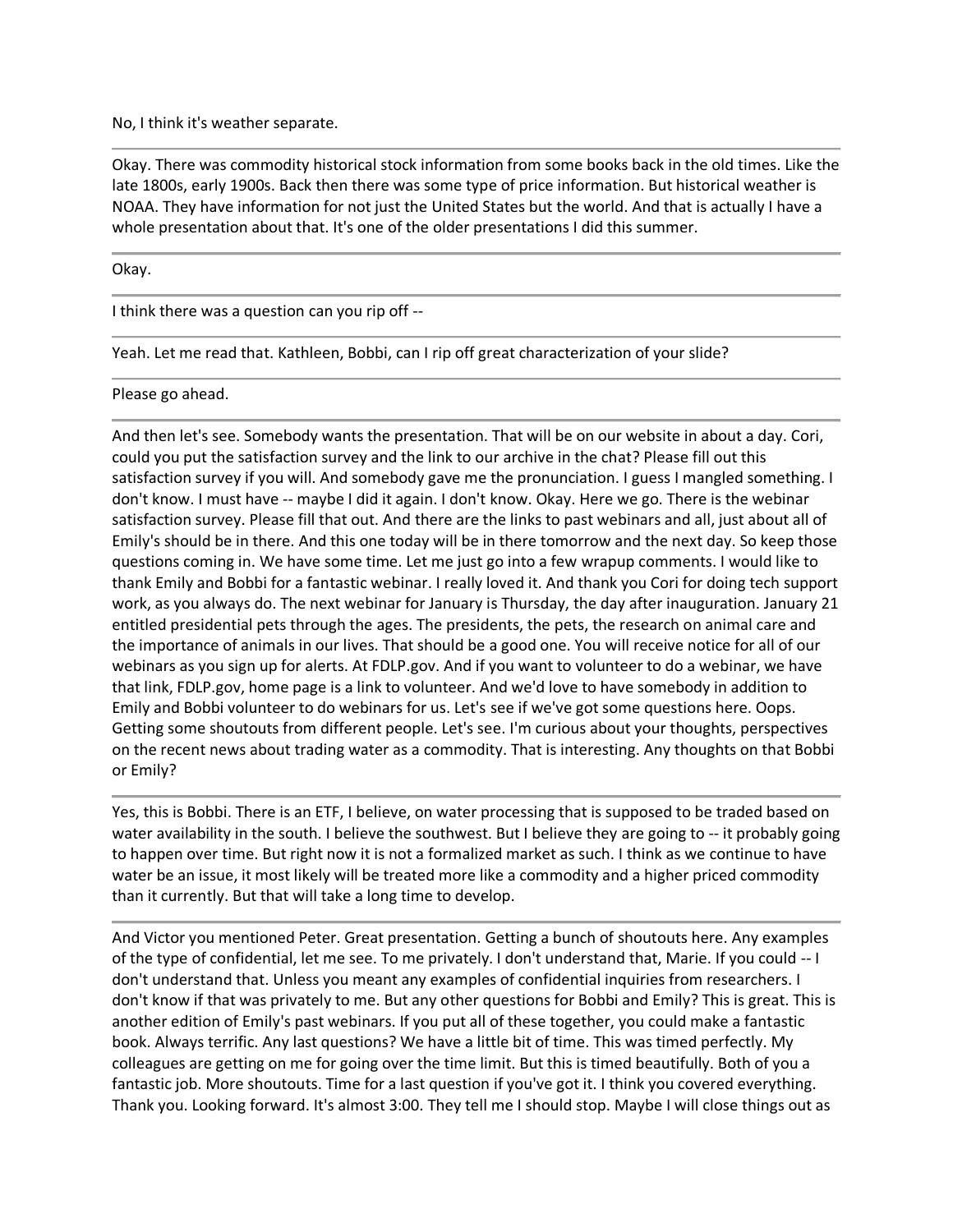No, I think it's weather separate.

---

Okay. There was commodity historical stock information from some books back in the old times. Like the late 1800s, early 1900s. Back then there was some type of price information. But historical weather is NOAA. They have information for not just the United States but the world. And that is actually I have a whole presentation about that. It's one of the older presentations I did this summer.

---

Okay.

---

I think there was a question can you rip off --

---

Yeah. Let me read that. Kathleen, Bobbi, can I rip off great characterization of your slide?

---

Please go ahead.

---

And then let's see. Somebody wants the presentation. That will be on our website in about a day. Cori, could you put the satisfaction survey and the link to our archive in the chat? Please fill out this satisfaction survey if you will. And somebody gave me the pronunciation. I guess I mangled something. I don't know. I must have -- maybe I did it again. I don't know. Okay. Here we go. There is the webinar satisfaction survey. Please fill that out. And there are the links to past webinars and all, just about all of Emily's should be in there. And this one today will be in there tomorrow and the next day. So keep those questions coming in. We have some time. Let me just go into a few wrapup comments. I would like to thank Emily and Bobbi for a fantastic webinar. I really loved it. And thank you Cori for doing tech support work, as you always do. The next webinar for January is Thursday, the day after inauguration. January 21 entitled presidential pets through the ages. The presidents, the pets, the research on animal care and the importance of animals in our lives. That should be a good one. You will receive notice for all of our webinars as you sign up for alerts. At FDLP.gov. And if you want to volunteer to do a webinar, we have that link, FDLP.gov, home page is a link to volunteer. And we'd love to have somebody in addition to Emily and Bobbi volunteer to do webinars for us. Let's see if we've got some questions here. Oops. Getting some shoutouts from different people. Let's see. I'm curious about your thoughts, perspectives on the recent news about trading water as a commodity. That is interesting. Any thoughts on that Bobbi or Emily?

---

Yes, this is Bobbi. There is an ETF, I believe, on water processing that is supposed to be traded based on water availability in the south. I believe the southwest. But I believe they are going to -- it probably going to happen over time. But right now it is not a formalized market as such. I think as we continue to have water be an issue, it most likely will be treated more like a commodity and a higher priced commodity than it currently. But that will take a long time to develop.

---

And Victor you mentioned Peter. Great presentation. Getting a bunch of shoutouts here. Any examples of the type of confidential, let me see. To me privately. I don't understand that, Marie. If you could -- I don't understand that. Unless you meant any examples of confidential inquiries from researchers. I don't know if that was privately to me. But any other questions for Bobbi and Emily? This is great. This is another edition of Emily's past webinars. If you put all of these together, you could make a fantastic book. Always terrific. Any last questions? We have a little bit of time. This was timed perfectly. My colleagues are getting on me for going over the time limit. But this is timed beautifully. Both of you a fantastic job. More shoutouts. Time for a last question if you've got it. I think you covered everything. Thank you. Looking forward. It's almost 3:00. They tell me I should stop. Maybe I will close things out as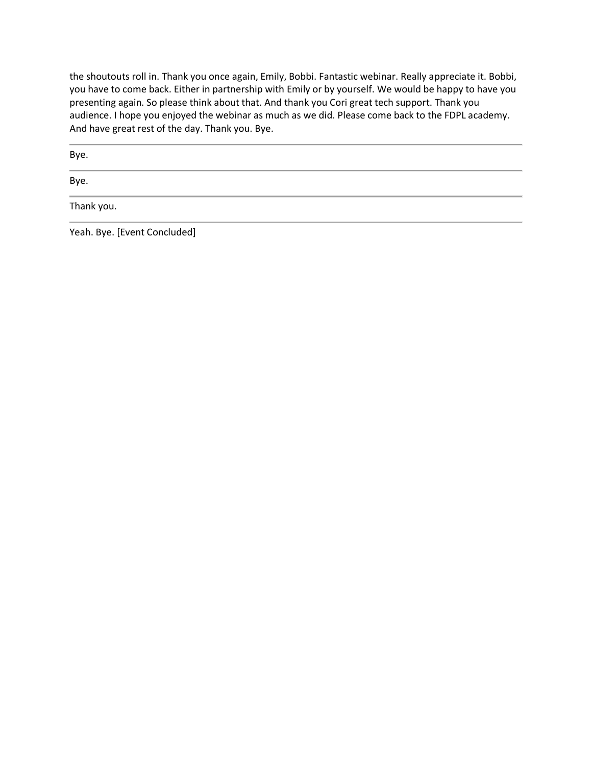the shoutouts roll in. Thank you once again, Emily, Bobbi. Fantastic webinar. Really appreciate it. Bobbi, you have to come back. Either in partnership with Emily or by yourself. We would be happy to have you presenting again. So please think about that. And thank you Cori great tech support. Thank you audience. I hope you enjoyed the webinar as much as we did. Please come back to the FDPL academy. And have great rest of the day. Thank you. Bye.

---

Bye.

---

Bye.

---

Thank you.

---

Yeah. Bye. [Event Concluded]